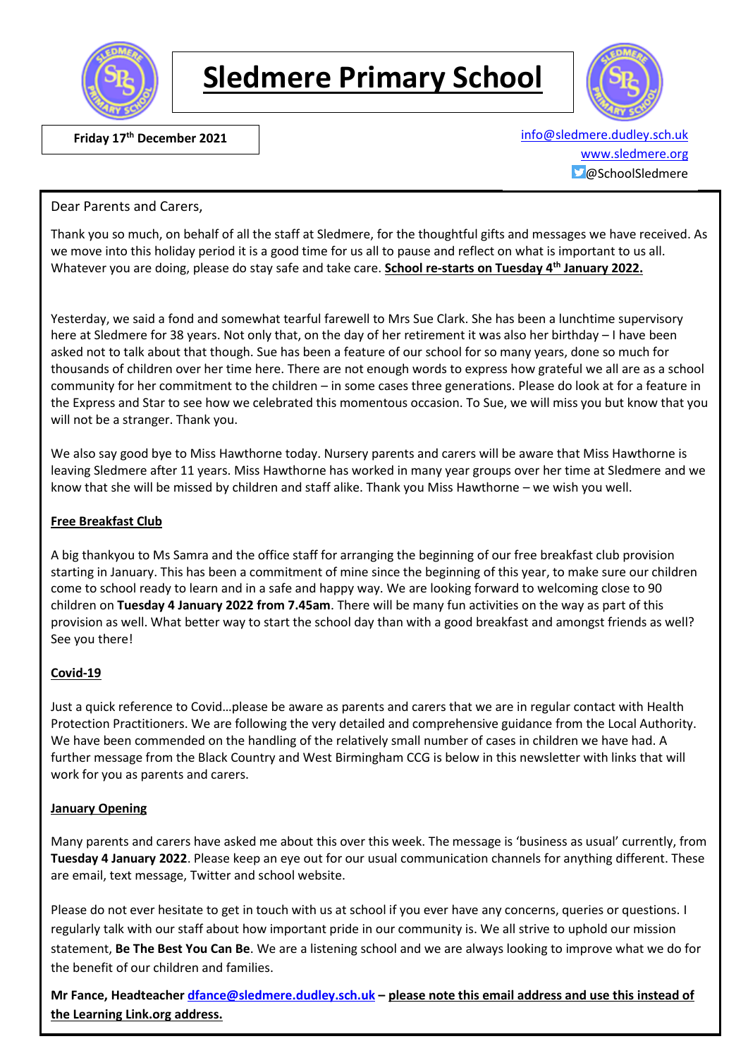# Sledmere Primary School

**Friday 17th December 2021**

info@sledmere.dudley.sch.uk
www.sledmere.org
@SchoolSledmere

Dear Parents and Carers,

Thank you so much, on behalf of all the staff at Sledmere, for the thoughtful gifts and messages we have received. As we move into this holiday period it is a good time for us all to pause and reflect on what is important to us all. Whatever you are doing, please do stay safe and take care. **School re-starts on Tuesday 4th January 2022.**

Yesterday, we said a fond and somewhat tearful farewell to Mrs Sue Clark. She has been a lunchtime supervisory here at Sledmere for 38 years. Not only that, on the day of her retirement it was also her birthday – I have been asked not to talk about that though. Sue has been a feature of our school for so many years, done so much for thousands of children over her time here. There are not enough words to express how grateful we all are as a school community for her commitment to the children – in some cases three generations. Please do look at for a feature in the Express and Star to see how we celebrated this momentous occasion. To Sue, we will miss you but know that you will not be a stranger. Thank you.

We also say good bye to Miss Hawthorne today. Nursery parents and carers will be aware that Miss Hawthorne is leaving Sledmere after 11 years. Miss Hawthorne has worked in many year groups over her time at Sledmere and we know that she will be missed by children and staff alike. Thank you Miss Hawthorne – we wish you well.

**Free Breakfast Club**

A big thankyou to Ms Samra and the office staff for arranging the beginning of our free breakfast club provision starting in January. This has been a commitment of mine since the beginning of this year, to make sure our children come to school ready to learn and in a safe and happy way. We are looking forward to welcoming close to 90 children on **Tuesday 4 January 2022 from 7.45am**. There will be many fun activities on the way as part of this provision as well. What better way to start the school day than with a good breakfast and amongst friends as well? See you there!

**Covid-19**

Just a quick reference to Covid…please be aware as parents and carers that we are in regular contact with Health Protection Practitioners. We are following the very detailed and comprehensive guidance from the Local Authority. We have been commended on the handling of the relatively small number of cases in children we have had. A further message from the Black Country and West Birmingham CCG is below in this newsletter with links that will work for you as parents and carers.

**January Opening**

Many parents and carers have asked me about this over this week. The message is 'business as usual' currently, from **Tuesday 4 January 2022**. Please keep an eye out for our usual communication channels for anything different. These are email, text message, Twitter and school website.

Please do not ever hesitate to get in touch with us at school if you ever have any concerns, queries or questions. I regularly talk with our staff about how important pride in our community is. We all strive to uphold our mission statement, **Be The Best You Can Be**. We are a listening school and we are always looking to improve what we do for the benefit of our children and families.

**Mr Fance, Headteacher dfance@sledmere.dudley.sch.uk – please note this email address and use this instead of the Learning Link.org address.**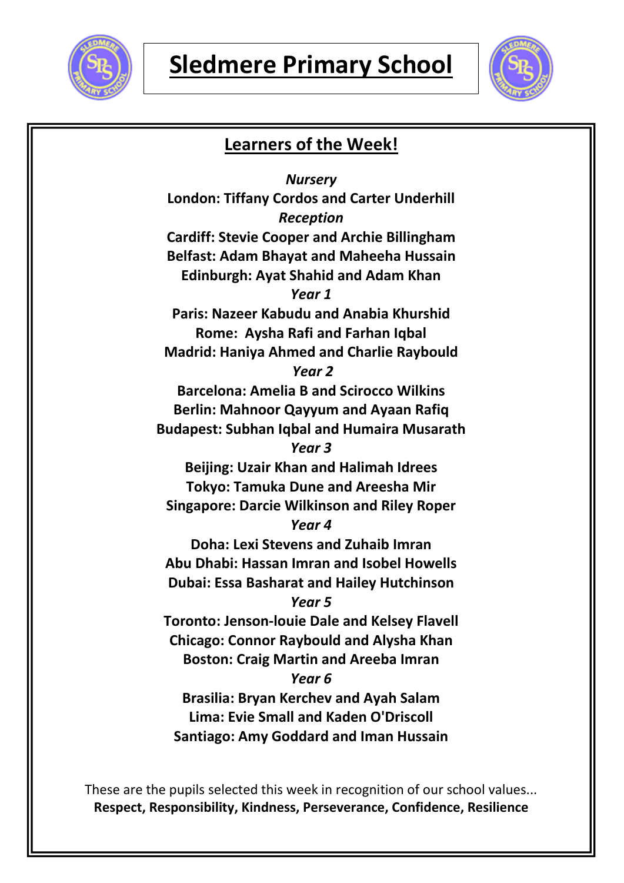# Sledmere Primary School

## Learners of the Week!

*Nursery*

**London: Tiffany Cordos and Carter Underhill**

*Reception*

**Cardiff: Stevie Cooper and Archie Billingham**

**Belfast: Adam Bhayat and Maheeha Hussain**

**Edinburgh: Ayat Shahid and Adam Khan**

*Year 1*

**Paris: Nazeer Kabudu and Anabia Khurshid**

**Rome: Aysha Rafi and Farhan Iqbal**

**Madrid: Haniya Ahmed and Charlie Raybould**

*Year 2*

**Barcelona: Amelia B and Scirocco Wilkins**

**Berlin: Mahnoor Qayyum and Ayaan Rafiq**

**Budapest: Subhan Iqbal and Humaira Musarath**

*Year 3*

**Beijing: Uzair Khan and Halimah Idrees**

**Tokyo: Tamuka Dune and Areesha Mir**

**Singapore: Darcie Wilkinson and Riley Roper**

*Year 4*

**Doha: Lexi Stevens and Zuhaib Imran**

**Abu Dhabi: Hassan Imran and Isobel Howells**

**Dubai: Essa Basharat and Hailey Hutchinson**

*Year 5*

**Toronto: Jenson-louie Dale and Kelsey Flavell**

**Chicago: Connor Raybould and Alysha Khan**

**Boston: Craig Martin and Areeba Imran**

*Year 6*

**Brasilia: Bryan Kerchev and Ayah Salam**

**Lima: Evie Small and Kaden O'Driscoll**

**Santiago: Amy Goddard and Iman Hussain**

These are the pupils selected this week in recognition of our school values...
**Respect, Responsibility, Kindness, Perseverance, Confidence, Resilience**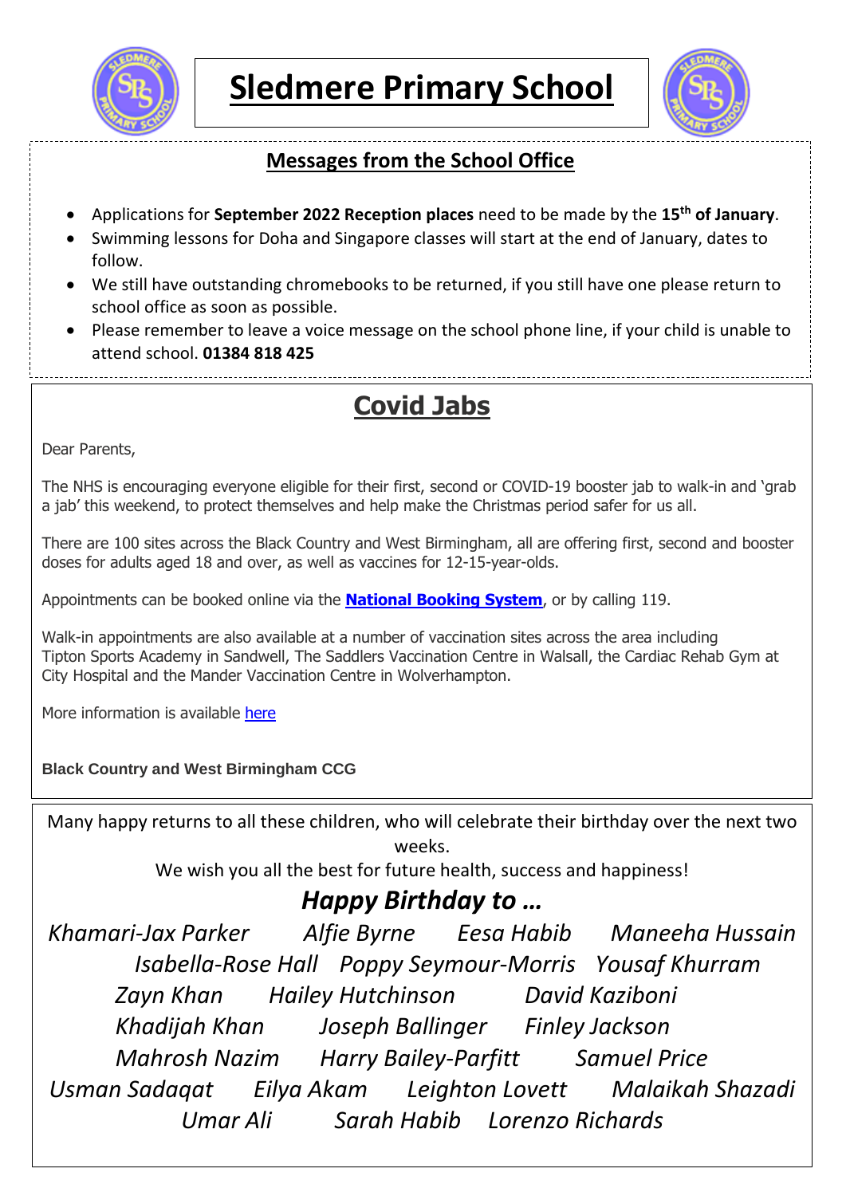# Sledmere Primary School

## Messages from the School Office

- Applications for **September 2022 Reception places** need to be made by the **15th of January**.
- Swimming lessons for Doha and Singapore classes will start at the end of January, dates to follow.
- We still have outstanding chromebooks to be returned, if you still have one please return to school office as soon as possible.
- Please remember to leave a voice message on the school phone line, if your child is unable to attend school. **01384 818 425**

## Covid Jabs

Dear Parents,

The NHS is encouraging everyone eligible for their first, second or COVID-19 booster jab to walk-in and 'grab a jab' this weekend, to protect themselves and help make the Christmas period safer for us all.

There are 100 sites across the Black Country and West Birmingham, all are offering first, second and booster doses for adults aged 18 and over, as well as vaccines for 12-15-year-olds.

Appointments can be booked online via the **National Booking System**, or by calling 119.

Walk-in appointments are also available at a number of vaccination sites across the area including Tipton Sports Academy in Sandwell, The Saddlers Vaccination Centre in Walsall, the Cardiac Rehab Gym at City Hospital and the Mander Vaccination Centre in Wolverhampton.

More information is available here

**Black Country and West Birmingham CCG**

Many happy returns to all these children, who will celebrate their birthday over the next two weeks.

We wish you all the best for future health, success and happiness!

### *Happy Birthday to …*

*Khamari-Jax Parker  Alfie Byrne  Eesa Habib  Maneeha Hussain*

*Isabella-Rose Hall  Poppy Seymour-Morris  Yousaf Khurram*

*Zayn Khan  Hailey Hutchinson  David Kaziboni*

*Khadijah Khan  Joseph Ballinger  Finley Jackson*

*Mahrosh Nazim  Harry Bailey-Parfitt  Samuel Price*

*Usman Sadaqat  Eilya Akam  Leighton Lovett  Malaikah Shazadi*

*Umar Ali  Sarah Habib  Lorenzo Richards*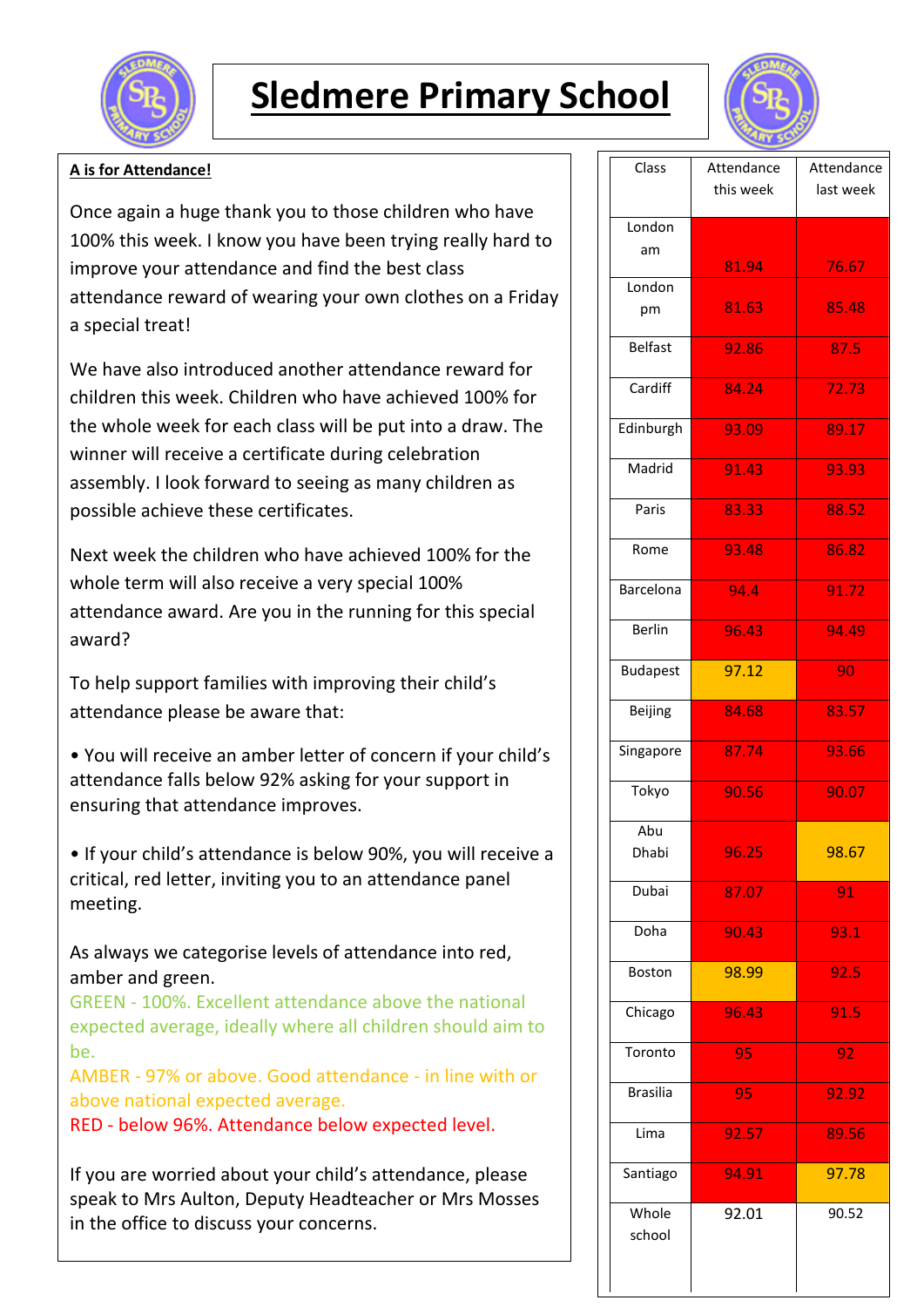# Sledmere Primary School

**A is for Attendance!**

Once again a huge thank you to those children who have 100% this week. I know you have been trying really hard to improve your attendance and find the best class attendance reward of wearing your own clothes on a Friday a special treat!

We have also introduced another attendance reward for children this week. Children who have achieved 100% for the whole week for each class will be put into a draw. The winner will receive a certificate during celebration assembly. I look forward to seeing as many children as possible achieve these certificates.

Next week the children who have achieved 100% for the whole term will also receive a very special 100% attendance award. Are you in the running for this special award?

To help support families with improving their child's attendance please be aware that:

• You will receive an amber letter of concern if your child's attendance falls below 92% asking for your support in ensuring that attendance improves.

• If your child's attendance is below 90%, you will receive a critical, red letter, inviting you to an attendance panel meeting.

As always we categorise levels of attendance into red, amber and green.

GREEN - 100%. Excellent attendance above the national expected average, ideally where all children should aim to be.

AMBER - 97% or above. Good attendance - in line with or above national expected average.

RED - below 96%. Attendance below expected level.

If you are worried about your child's attendance, please speak to Mrs Aulton, Deputy Headteacher or Mrs Mosses in the office to discuss your concerns.

| Class | Attendance this week | Attendance last week |
|---|---|---|
| London am | 81.94 | 76.67 |
| London pm | 81.63 | 85.48 |
| Belfast | 92.86 | 87.5 |
| Cardiff | 84.24 | 72.73 |
| Edinburgh | 93.09 | 89.17 |
| Madrid | 91.43 | 93.93 |
| Paris | 83.33 | 88.52 |
| Rome | 93.48 | 86.82 |
| Barcelona | 94.4 | 91.72 |
| Berlin | 96.43 | 94.49 |
| Budapest | 97.12 | 90 |
| Beijing | 84.68 | 83.57 |
| Singapore | 87.74 | 93.66 |
| Tokyo | 90.56 | 90.07 |
| Abu Dhabi | 96.25 | 98.67 |
| Dubai | 87.07 | 91 |
| Doha | 90.43 | 93.1 |
| Boston | 98.99 | 92.5 |
| Chicago | 96.43 | 91.5 |
| Toronto | 95 | 92 |
| Brasilia | 95 | 92.92 |
| Lima | 92.57 | 89.56 |
| Santiago | 94.91 | 97.78 |
| Whole school | 92.01 | 90.52 |